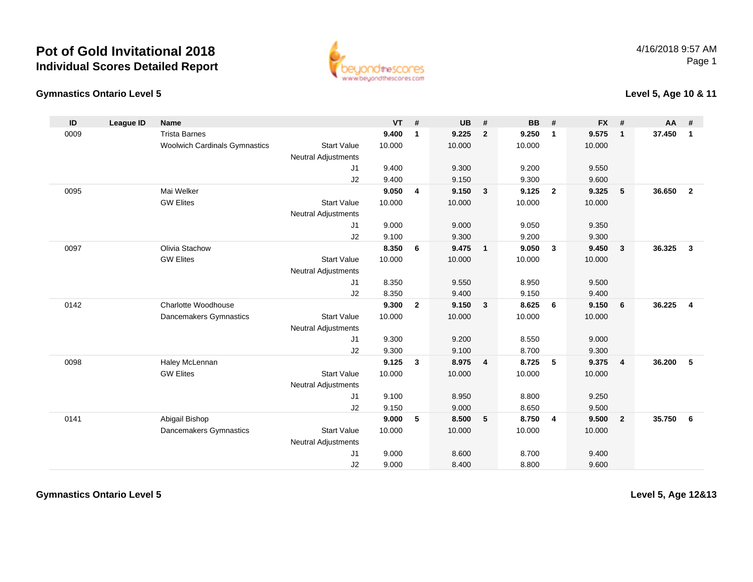# Pot of Gold Invitational 2018

## Individual Scores Detailed Report

4/16/2018 9:57 AM

### Gymnastics Ontario Level 5

### Level 5, Age 10 & 11

| ID | League ID | Name | | VT | # | UB | # | BB | # | FX | # | AA | # |
|---|---|---|---|---|---|---|---|---|---|---|---|---|---|
| 0009 | | Trista Barnes | | **9.400** | **1** | **9.225** | **2** | **9.250** | **1** | **9.575** | **1** | **37.450** | **1** |
| | | Woolwich Cardinals Gymnastics | Start Value | 10.000 | | 10.000 | | 10.000 | | 10.000 | | | |
| | | | Neutral Adjustments | | | | | | | | | | |
| | | | J1 | 9.400 | | 9.300 | | 9.200 | | 9.550 | | | |
| | | | J2 | 9.400 | | 9.150 | | 9.300 | | 9.600 | | | |
| 0095 | | Mai Welker | | **9.050** | **4** | **9.150** | **3** | **9.125** | **2** | **9.325** | **5** | **36.650** | **2** |
| | | GW Elites | Start Value | 10.000 | | 10.000 | | 10.000 | | 10.000 | | | |
| | | | Neutral Adjustments | | | | | | | | | | |
| | | | J1 | 9.000 | | 9.000 | | 9.050 | | 9.350 | | | |
| | | | J2 | 9.100 | | 9.300 | | 9.200 | | 9.300 | | | |
| 0097 | | Olivia Stachow | | **8.350** | **6** | **9.475** | **1** | **9.050** | **3** | **9.450** | **3** | **36.325** | **3** |
| | | GW Elites | Start Value | 10.000 | | 10.000 | | 10.000 | | 10.000 | | | |
| | | | Neutral Adjustments | | | | | | | | | | |
| | | | J1 | 8.350 | | 9.550 | | 8.950 | | 9.500 | | | |
| | | | J2 | 8.350 | | 9.400 | | 9.150 | | 9.400 | | | |
| 0142 | | Charlotte Woodhouse | | **9.300** | **2** | **9.150** | **3** | **8.625** | **6** | **9.150** | **6** | **36.225** | **4** |
| | | Dancemakers Gymnastics | Start Value | 10.000 | | 10.000 | | 10.000 | | 10.000 | | | |
| | | | Neutral Adjustments | | | | | | | | | | |
| | | | J1 | 9.300 | | 9.200 | | 8.550 | | 9.000 | | | |
| | | | J2 | 9.300 | | 9.100 | | 8.700 | | 9.300 | | | |
| 0098 | | Haley McLennan | | **9.125** | **3** | **8.975** | **4** | **8.725** | **5** | **9.375** | **4** | **36.200** | **5** |
| | | GW Elites | Start Value | 10.000 | | 10.000 | | 10.000 | | 10.000 | | | |
| | | | Neutral Adjustments | | | | | | | | | | |
| | | | J1 | 9.100 | | 8.950 | | 8.800 | | 9.250 | | | |
| | | | J2 | 9.150 | | 9.000 | | 8.650 | | 9.500 | | | |
| 0141 | | Abigail Bishop | | **9.000** | **5** | **8.500** | **5** | **8.750** | **4** | **9.500** | **2** | **35.750** | **6** |
| | | Dancemakers Gymnastics | Start Value | 10.000 | | 10.000 | | 10.000 | | 10.000 | | | |
| | | | Neutral Adjustments | | | | | | | | | | |
| | | | J1 | 9.000 | | 8.600 | | 8.700 | | 9.400 | | | |
| | | | J2 | 9.000 | | 8.400 | | 8.800 | | 9.600 | | | |

### Gymnastics Ontario Level 5

### Level 5, Age 12&13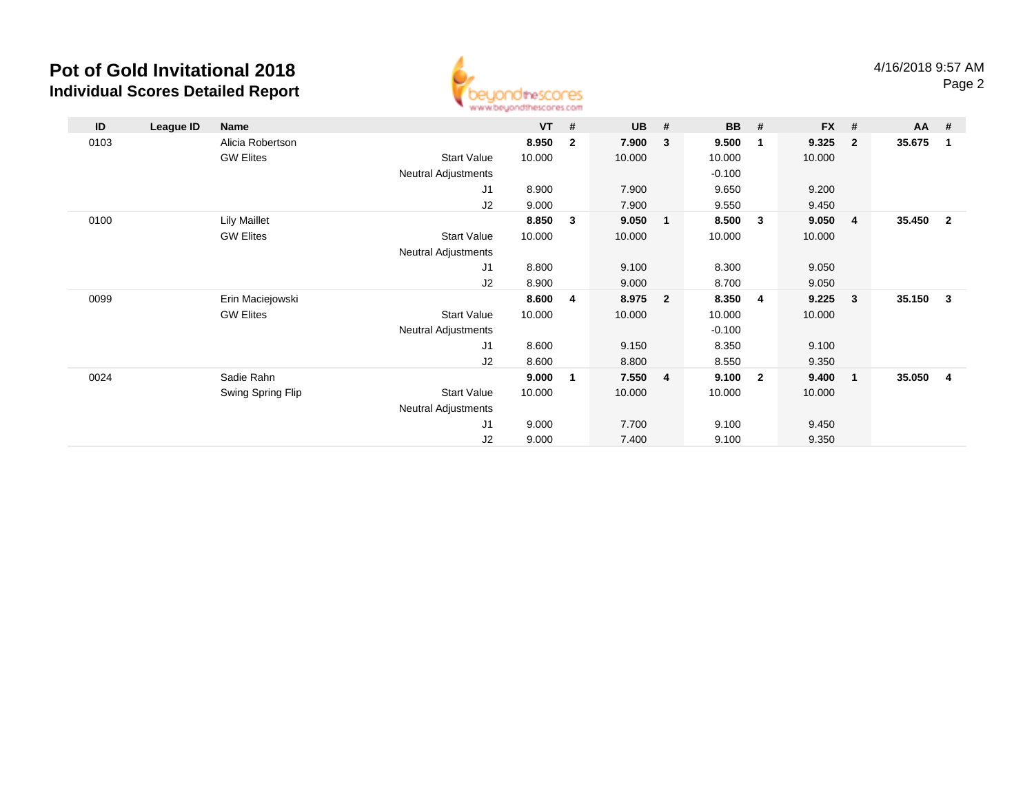# Pot of Gold Invitational 2018

## Individual Scores Detailed Report

| ID | League ID | Name | | VT | # | UB | # | BB | # | FX | # | AA | # |
|---|---|---|---|---|---|---|---|---|---|---|---|---|---|
| 0103 | | Alicia Robertson | | **8.950** | **2** | **7.900** | **3** | **9.500** | **1** | **9.325** | **2** | **35.675** | **1** |
| | | GW Elites | Start Value | 10.000 | | 10.000 | | 10.000 | | 10.000 | | | |
| | | | Neutral Adjustments | | | | | -0.100 | | | | | |
| | | | J1 | 8.900 | | 7.900 | | 9.650 | | 9.200 | | | |
| | | | J2 | 9.000 | | 7.900 | | 9.550 | | 9.450 | | | |
| 0100 | | Lily Maillet | | **8.850** | **3** | **9.050** | **1** | **8.500** | **3** | **9.050** | **4** | **35.450** | **2** |
| | | GW Elites | Start Value | 10.000 | | 10.000 | | 10.000 | | 10.000 | | | |
| | | | Neutral Adjustments | | | | | | | | | | |
| | | | J1 | 8.800 | | 9.100 | | 8.300 | | 9.050 | | | |
| | | | J2 | 8.900 | | 9.000 | | 8.700 | | 9.050 | | | |
| 0099 | | Erin Maciejowski | | **8.600** | **4** | **8.975** | **2** | **8.350** | **4** | **9.225** | **3** | **35.150** | **3** |
| | | GW Elites | Start Value | 10.000 | | 10.000 | | 10.000 | | 10.000 | | | |
| | | | Neutral Adjustments | | | | | -0.100 | | | | | |
| | | | J1 | 8.600 | | 9.150 | | 8.350 | | 9.100 | | | |
| | | | J2 | 8.600 | | 8.800 | | 8.550 | | 9.350 | | | |
| 0024 | | Sadie Rahn | | **9.000** | **1** | **7.550** | **4** | **9.100** | **2** | **9.400** | **1** | **35.050** | **4** |
| | | Swing Spring Flip | Start Value | 10.000 | | 10.000 | | 10.000 | | 10.000 | | | |
| | | | Neutral Adjustments | | | | | | | | | | |
| | | | J1 | 9.000 | | 7.700 | | 9.100 | | 9.450 | | | |
| | | | J2 | 9.000 | | 7.400 | | 9.100 | | 9.350 | | | |